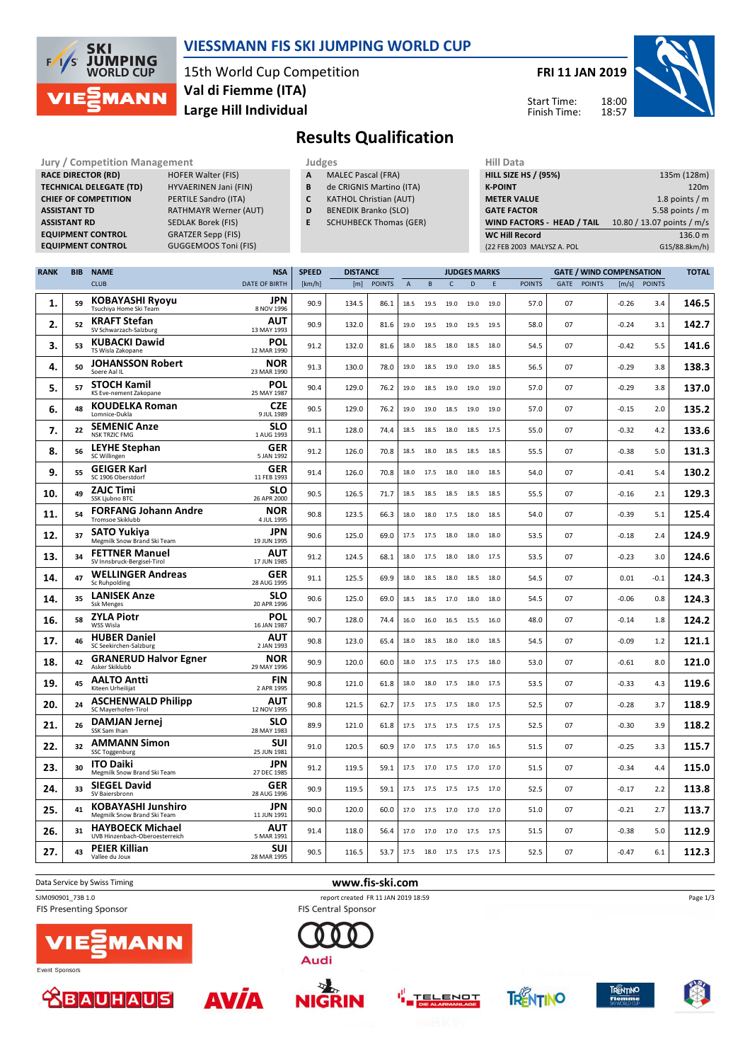# VIESSMANN FIS SKI JUMPING WORLD CUP

15th World Cup Competition
Val di Fiemme (ITA)
Large Hill Individual

FRI 11 JAN 2019

Start Time: 18:00
Finish Time: 18:57

## Results Qualification

| Jury / Competition Management | |
|---|---|
| RACE DIRECTOR (RD) | HOFER Walter (FIS) |
| TECHNICAL DELEGATE (TD) | HYVAERINEN Jani (FIN) |
| CHIEF OF COMPETITION | PERTILE Sandro (ITA) |
| ASSISTANT TD | RATHMAYR Werner (AUT) |
| ASSISTANT RD | SEDLAK Borek (FIS) |
| EQUIPMENT CONTROL | GRATZER Sepp (FIS) |
| EQUIPMENT CONTROL | GUGGEMOOS Toni (FIS) |

| Judges | |
|---|---|
| A | MALEC Pascal (FRA) |
| B | de CRIGNIS Martino (ITA) |
| C | KATHOL Christian (AUT) |
| D | BENEDIK Branko (SLO) |
| E | SCHUHBECK Thomas (GER) |

| Hill Data | |
|---|---|
| HILL SIZE HS / (95%) | 135m (128m) |
| K-POINT | 120m |
| METER VALUE | 1.8 points / m |
| GATE FACTOR | 5.58 points / m |
| WIND FACTORS - HEAD / TAIL | 10.80 / 13.07 points / m/s |
| WC Hill Record | 136.0 m |
| (22 FEB 2003 MALYSZ A. POL | G15/88.8km/h) |

| RANK | BIB | NAME / CLUB | NSA / DATE OF BIRTH | SPEED [km/h] | DISTANCE [m] | DISTANCE POINTS | A | B | C | D | E | JUDGES POINTS | GATE | GATE POINTS | WIND [m/s] | WIND POINTS | TOTAL |
|---|---|---|---|---|---|---|---|---|---|---|---|---|---|---|---|---|---|
| 1. | 59 | KOBAYASHI Ryoyu / Tsuchiya Home Ski Team | JPN / 8 NOV 1996 | 90.9 | 134.5 | 86.1 | 18.5 | 19.5 | 19.0 | 19.0 | 19.0 | 57.0 | 07 | | -0.26 | 3.4 | 146.5 |
| 2. | 52 | KRAFT Stefan / SV Schwarzach-Salzburg | AUT / 13 MAY 1993 | 90.9 | 132.0 | 81.6 | 19.0 | 19.5 | 19.0 | 19.5 | 19.5 | 58.0 | 07 | | -0.24 | 3.1 | 142.7 |
| 3. | 53 | KUBACKI Dawid / TS Wisla Zakopane | POL / 12 MAR 1990 | 91.2 | 132.0 | 81.6 | 18.0 | 18.5 | 18.0 | 18.5 | 18.0 | 54.5 | 07 | | -0.42 | 5.5 | 141.6 |
| 4. | 50 | JOHANSSON Robert / Soere Aal IL | NOR / 23 MAR 1990 | 91.3 | 130.0 | 78.0 | 19.0 | 18.5 | 19.0 | 19.0 | 18.5 | 56.5 | 07 | | -0.29 | 3.8 | 138.3 |
| 5. | 57 | STOCH Kamil / KS Eve-nement Zakopane | POL / 25 MAY 1987 | 90.4 | 129.0 | 76.2 | 19.0 | 18.5 | 19.0 | 19.0 | 19.0 | 57.0 | 07 | | -0.29 | 3.8 | 137.0 |
| 6. | 48 | KOUDELKA Roman / Lomnice-Dukla | CZE / 9 JUL 1989 | 90.5 | 129.0 | 76.2 | 19.0 | 19.0 | 18.5 | 19.0 | 19.0 | 57.0 | 07 | | -0.15 | 2.0 | 135.2 |
| 7. | 22 | SEMENIC Anze / NSK TRZIC FMG | SLO / 1 AUG 1993 | 91.1 | 128.0 | 74.4 | 18.5 | 18.5 | 18.0 | 18.5 | 17.5 | 55.0 | 07 | | -0.32 | 4.2 | 133.6 |
| 8. | 56 | LEYHE Stephan / SC Willingen | GER / 5 JAN 1992 | 91.2 | 126.0 | 70.8 | 18.5 | 18.0 | 18.5 | 18.5 | 18.5 | 55.5 | 07 | | -0.38 | 5.0 | 131.3 |
| 9. | 55 | GEIGER Karl / SC 1906 Oberstdorf | GER / 11 FEB 1993 | 91.4 | 126.0 | 70.8 | 18.0 | 17.5 | 18.0 | 18.0 | 18.5 | 54.0 | 07 | | -0.41 | 5.4 | 130.2 |
| 10. | 49 | ZAJC Timi / SSK Ljubno BTC | SLO / 26 APR 2000 | 90.5 | 126.5 | 71.7 | 18.5 | 18.5 | 18.5 | 18.5 | 18.5 | 55.5 | 07 | | -0.16 | 2.1 | 129.3 |
| 11. | 54 | FORFANG Johann Andre / Tromsoe Skiklubb | NOR / 4 JUL 1995 | 90.8 | 123.5 | 66.3 | 18.0 | 18.0 | 17.5 | 18.0 | 18.5 | 54.0 | 07 | | -0.39 | 5.1 | 125.4 |
| 12. | 37 | SATO Yukiya / Megmilk Snow Brand Ski Team | JPN / 19 JUN 1995 | 90.6 | 125.0 | 69.0 | 17.5 | 17.5 | 18.0 | 18.0 | 18.0 | 53.5 | 07 | | -0.18 | 2.4 | 124.9 |
| 13. | 34 | FETTNER Manuel / SV Innsbruck-Bergisel-Tirol | AUT / 17 JUN 1985 | 91.2 | 124.5 | 68.1 | 18.0 | 17.5 | 18.0 | 18.0 | 17.5 | 53.5 | 07 | | -0.23 | 3.0 | 124.6 |
| 14. | 47 | WELLINGER Andreas / Sc Ruhpolding | GER / 28 AUG 1995 | 91.1 | 125.5 | 69.9 | 18.0 | 18.5 | 18.0 | 18.5 | 18.0 | 54.5 | 07 | | 0.01 | -0.1 | 124.3 |
| 14. | 35 | LANISEK Anze / Ssk Menges | SLO / 20 APR 1996 | 90.6 | 125.0 | 69.0 | 18.5 | 18.5 | 17.0 | 18.0 | 18.0 | 54.5 | 07 | | -0.06 | 0.8 | 124.3 |
| 16. | 58 | ZYLA Piotr / WSS Wisla | POL / 16 JAN 1987 | 90.7 | 128.0 | 74.4 | 16.0 | 16.0 | 16.5 | 15.5 | 16.0 | 48.0 | 07 | | -0.14 | 1.8 | 124.2 |
| 17. | 46 | HUBER Daniel / SC Seekirchen-Salzburg | AUT / 2 JAN 1993 | 90.8 | 123.0 | 65.4 | 18.0 | 18.5 | 18.0 | 18.0 | 18.5 | 54.5 | 07 | | -0.09 | 1.2 | 121.1 |
| 18. | 42 | GRANERUD Halvor Egner / Asker Skiklubb | NOR / 29 MAY 1996 | 90.9 | 120.0 | 60.0 | 18.0 | 17.5 | 17.5 | 17.5 | 18.0 | 53.0 | 07 | | -0.61 | 8.0 | 121.0 |
| 19. | 45 | AALTO Antti / Kiteen Urheilijat | FIN / 2 APR 1995 | 90.8 | 121.0 | 61.8 | 18.0 | 18.0 | 17.5 | 18.0 | 17.5 | 53.5 | 07 | | -0.33 | 4.3 | 119.6 |
| 20. | 24 | ASCHENWALD Philipp / SC Mayerhofen-Tirol | AUT / 12 NOV 1995 | 90.8 | 121.5 | 62.7 | 17.5 | 17.5 | 17.5 | 18.0 | 17.5 | 52.5 | 07 | | -0.28 | 3.7 | 118.9 |
| 21. | 26 | DAMJAN Jernej / SSK Sam Ihan | SLO / 28 MAY 1983 | 89.9 | 121.0 | 61.8 | 17.5 | 17.5 | 17.5 | 17.5 | 17.5 | 52.5 | 07 | | -0.30 | 3.9 | 118.2 |
| 22. | 32 | AMMANN Simon / SSC Toggenburg | SUI / 25 JUN 1981 | 91.0 | 120.5 | 60.9 | 17.0 | 17.5 | 17.5 | 17.0 | 16.5 | 51.5 | 07 | | -0.25 | 3.3 | 115.7 |
| 23. | 30 | ITO Daiki / Megmilk Snow Brand Ski Team | JPN / 27 DEC 1985 | 91.2 | 119.5 | 59.1 | 17.5 | 17.0 | 17.5 | 17.0 | 17.0 | 51.5 | 07 | | -0.34 | 4.4 | 115.0 |
| 24. | 33 | SIEGEL David / SV Baiersbronn | GER / 28 AUG 1996 | 90.9 | 119.5 | 59.1 | 17.5 | 17.5 | 17.5 | 17.5 | 17.0 | 52.5 | 07 | | -0.17 | 2.2 | 113.8 |
| 25. | 41 | KOBAYASHI Junshiro / Megmilk Snow Brand Ski Team | JPN / 11 JUN 1991 | 90.0 | 120.0 | 60.0 | 17.0 | 17.5 | 17.0 | 17.0 | 17.0 | 51.0 | 07 | | -0.21 | 2.7 | 113.7 |
| 26. | 31 | HAYBOECK Michael / UVB Hinzenbach-Oberoesterreich | AUT / 5 MAR 1991 | 91.4 | 118.0 | 56.4 | 17.0 | 17.0 | 17.0 | 17.5 | 17.5 | 51.5 | 07 | | -0.38 | 5.0 | 112.9 |
| 27. | 43 | PEIER Killian / Vallee du Joux | SUI / 28 MAR 1995 | 90.5 | 116.5 | 53.7 | 17.5 | 18.0 | 17.5 | 17.5 | 17.5 | 52.5 | 07 | | -0.47 | 6.1 | 112.3 |

Data Service by Swiss Timing — www.fis-ski.com

SJM090901_73B 1.0 — report created FR 11 JAN 2019 18:59

FIS Presenting Sponsor: VIESSMANN — FIS Central Sponsor: Audi

Event Sponsors: BAUHAUS, AVIA, NIGRIN, TELENOT, TRENTINO, Trentino Fiemme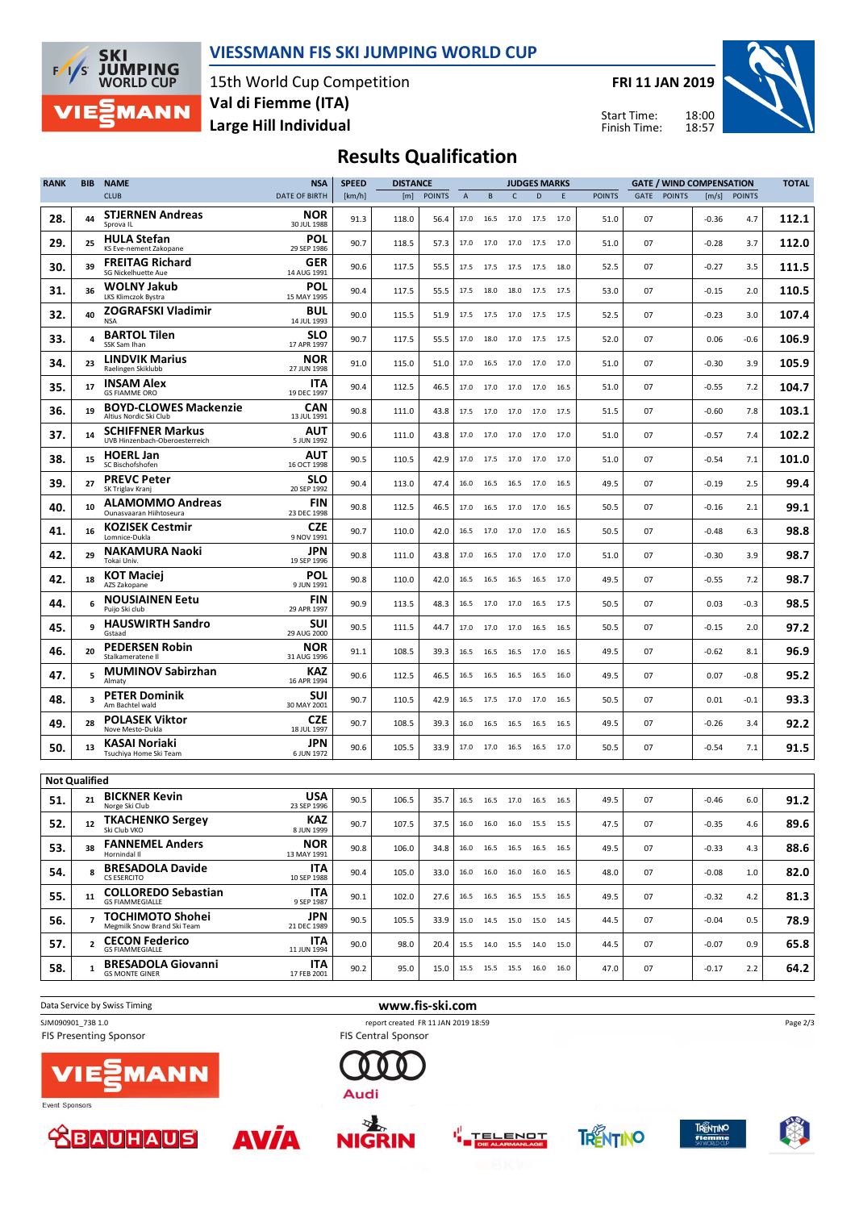# VIESSMANN FIS SKI JUMPING WORLD CUP

15th World Cup Competition
**Val di Fiemme (ITA)**
**Large Hill Individual**

**FRI 11 JAN 2019**

Start Time: 18:00
Finish Time: 18:57

## Results Qualification

| RANK | BIB | NAME / CLUB | NSA / DATE OF BIRTH | SPEED [km/h] | DISTANCE [m] | DISTANCE POINTS | A | B | C | D | E | JUDGES POINTS | GATE | GATE POINTS | WIND [m/s] | WIND POINTS | TOTAL |
|---|---|---|---|---|---|---|---|---|---|---|---|---|---|---|---|---|---|
| 28. | 44 | **STJERNEN Andreas** Sprova IL | NOR 30 JUL 1988 | 91.3 | 118.0 | 56.4 | 17.0 | 16.5 | 17.0 | 17.5 | 17.0 | 51.0 | 07 | | -0.36 | 4.7 | 112.1 |
| 29. | 25 | **HULA Stefan** KS Eve-nement Zakopane | POL 29 SEP 1986 | 90.7 | 118.5 | 57.3 | 17.0 | 17.0 | 17.0 | 17.5 | 17.0 | 51.0 | 07 | | -0.28 | 3.7 | 112.0 |
| 30. | 39 | **FREITAG Richard** SG Nickelhuette Aue | GER 14 AUG 1991 | 90.6 | 117.5 | 55.5 | 17.5 | 17.5 | 17.5 | 17.5 | 18.0 | 52.5 | 07 | | -0.27 | 3.5 | 111.5 |
| 31. | 36 | **WOLNY Jakub** LKS Klimczok Bystra | POL 15 MAY 1995 | 90.4 | 117.5 | 55.5 | 17.5 | 18.0 | 18.0 | 17.5 | 17.5 | 53.0 | 07 | | -0.15 | 2.0 | 110.5 |
| 32. | 40 | **ZOGRAFSKI Vladimir** NSA | BUL 14 JUL 1993 | 90.0 | 115.5 | 51.9 | 17.5 | 17.5 | 17.0 | 17.5 | 17.5 | 52.5 | 07 | | -0.23 | 3.0 | 107.4 |
| 33. | 4 | **BARTOL Tilen** SSK Sam Ihan | SLO 17 APR 1997 | 90.7 | 117.5 | 55.5 | 17.0 | 18.0 | 17.0 | 17.5 | 17.5 | 52.0 | 07 | | 0.06 | -0.6 | 106.9 |
| 34. | 23 | **LINDVIK Marius** Raelingen Skiklubb | NOR 27 JUN 1998 | 91.0 | 115.0 | 51.0 | 17.0 | 16.5 | 17.0 | 17.0 | 17.0 | 51.0 | 07 | | -0.30 | 3.9 | 105.9 |
| 35. | 17 | **INSAM Alex** GS FIAMME ORO | ITA 19 DEC 1997 | 90.4 | 112.5 | 46.5 | 17.0 | 17.0 | 17.0 | 17.0 | 16.5 | 51.0 | 07 | | -0.55 | 7.2 | 104.7 |
| 36. | 19 | **BOYD-CLOWES Mackenzie** Altius Nordic Ski Club | CAN 13 JUL 1991 | 90.8 | 111.0 | 43.8 | 17.5 | 17.0 | 17.0 | 17.0 | 17.5 | 51.5 | 07 | | -0.60 | 7.8 | 103.1 |
| 37. | 14 | **SCHIFFNER Markus** UVB Hinzenbach-Oberoesterreich | AUT 5 JUN 1992 | 90.6 | 111.0 | 43.8 | 17.0 | 17.0 | 17.0 | 17.0 | 17.0 | 51.0 | 07 | | -0.57 | 7.4 | 102.2 |
| 38. | 15 | **HOERL Jan** SC Bischofshofen | AUT 16 OCT 1998 | 90.5 | 110.5 | 42.9 | 17.0 | 17.5 | 17.0 | 17.0 | 17.0 | 51.0 | 07 | | -0.54 | 7.1 | 101.0 |
| 39. | 27 | **PREVC Peter** SK Triglav Kranj | SLO 20 SEP 1992 | 90.4 | 113.0 | 47.4 | 16.0 | 16.5 | 16.5 | 17.0 | 16.5 | 49.5 | 07 | | -0.19 | 2.5 | 99.4 |
| 40. | 10 | **ALAMOMMO Andreas** Ounasvaaran Hiihtoseura | FIN 23 DEC 1998 | 90.8 | 112.5 | 46.5 | 17.0 | 16.5 | 17.0 | 17.0 | 16.5 | 50.5 | 07 | | -0.16 | 2.1 | 99.1 |
| 41. | 16 | **KOZISEK Cestmir** Lomnice-Dukla | CZE 9 NOV 1991 | 90.7 | 110.0 | 42.0 | 16.5 | 17.0 | 17.0 | 17.0 | 16.5 | 50.5 | 07 | | -0.48 | 6.3 | 98.8 |
| 42. | 29 | **NAKAMURA Naoki** Tokai Univ. | JPN 19 SEP 1996 | 90.8 | 111.0 | 43.8 | 17.0 | 16.5 | 17.0 | 17.0 | 17.0 | 51.0 | 07 | | -0.30 | 3.9 | 98.7 |
| 42. | 18 | **KOT Maciej** AZS Zakopane | POL 9 JUN 1991 | 90.8 | 110.0 | 42.0 | 16.5 | 16.5 | 16.5 | 16.5 | 17.0 | 49.5 | 07 | | -0.55 | 7.2 | 98.7 |
| 44. | 6 | **NOUSIAINEN Eetu** Puijo Ski club | FIN 29 APR 1997 | 90.9 | 113.5 | 48.3 | 16.5 | 17.0 | 17.0 | 16.5 | 17.5 | 50.5 | 07 | | 0.03 | -0.3 | 98.5 |
| 45. | 9 | **HAUSWIRTH Sandro** Gstaad | SUI 29 AUG 2000 | 90.5 | 111.5 | 44.7 | 17.0 | 17.0 | 17.0 | 16.5 | 16.5 | 50.5 | 07 | | -0.15 | 2.0 | 97.2 |
| 46. | 20 | **PEDERSEN Robin** Stalkameratene Il | NOR 31 AUG 1996 | 91.1 | 108.5 | 39.3 | 16.5 | 16.5 | 16.5 | 17.0 | 16.5 | 49.5 | 07 | | -0.62 | 8.1 | 96.9 |
| 47. | 5 | **MUMINOV Sabirzhan** Almaty | KAZ 16 APR 1994 | 90.6 | 112.5 | 46.5 | 16.5 | 16.5 | 16.5 | 16.5 | 16.0 | 49.5 | 07 | | 0.07 | -0.8 | 95.2 |
| 48. | 3 | **PETER Dominik** Am Bachtel wald | SUI 30 MAY 2001 | 90.7 | 110.5 | 42.9 | 16.5 | 17.5 | 17.0 | 17.0 | 16.5 | 50.5 | 07 | | 0.01 | -0.1 | 93.3 |
| 49. | 28 | **POLASEK Viktor** Nove Mesto-Dukla | CZE 18 JUL 1997 | 90.7 | 108.5 | 39.3 | 16.0 | 16.5 | 16.5 | 16.5 | 16.5 | 49.5 | 07 | | -0.26 | 3.4 | 92.2 |
| 50. | 13 | **KASAI Noriaki** Tsuchiya Home Ski Team | JPN 6 JUN 1972 | 90.6 | 105.5 | 33.9 | 17.0 | 17.0 | 16.5 | 16.5 | 17.0 | 50.5 | 07 | | -0.54 | 7.1 | 91.5 |
| **Not Qualified** | | | | | | | | | | | | | | | | | |
| 51. | 21 | **BICKNER Kevin** Norge Ski Club | USA 23 SEP 1996 | 90.5 | 106.5 | 35.7 | 16.5 | 16.5 | 17.0 | 16.5 | 16.5 | 49.5 | 07 | | -0.46 | 6.0 | 91.2 |
| 52. | 12 | **TKACHENKO Sergey** Ski Club VKO | KAZ 8 JUN 1999 | 90.7 | 107.5 | 37.5 | 16.0 | 16.0 | 16.0 | 15.5 | 15.5 | 47.5 | 07 | | -0.35 | 4.6 | 89.6 |
| 53. | 38 | **FANNEMEL Anders** Hornindal Il | NOR 13 MAY 1991 | 90.8 | 106.0 | 34.8 | 16.0 | 16.5 | 16.5 | 16.5 | 16.5 | 49.5 | 07 | | -0.33 | 4.3 | 88.6 |
| 54. | 8 | **BRESADOLA Davide** CS ESERCITO | ITA 10 SEP 1988 | 90.4 | 105.0 | 33.0 | 16.0 | 16.0 | 16.0 | 16.0 | 16.5 | 48.0 | 07 | | -0.08 | 1.0 | 82.0 |
| 55. | 11 | **COLLOREDO Sebastian** GS FIAMMEGIALLE | ITA 9 SEP 1987 | 90.1 | 102.0 | 27.6 | 16.5 | 16.5 | 16.5 | 15.5 | 16.5 | 49.5 | 07 | | -0.32 | 4.2 | 81.3 |
| 56. | 7 | **TOCHIMOTO Shohei** Megmilk Snow Brand Ski Team | JPN 21 DEC 1989 | 90.5 | 105.5 | 33.9 | 15.0 | 14.5 | 15.0 | 15.0 | 14.5 | 44.5 | 07 | | -0.04 | 0.5 | 78.9 |
| 57. | 2 | **CECON Federico** GS FIAMMEGIALLE | ITA 11 JUN 1994 | 90.0 | 98.0 | 20.4 | 15.5 | 14.0 | 15.5 | 14.0 | 15.0 | 44.5 | 07 | | -0.07 | 0.9 | 65.8 |
| 58. | 1 | **BRESADOLA Giovanni** GS MONTE GINER | ITA 17 FEB 2001 | 90.2 | 95.0 | 15.0 | 15.5 | 15.5 | 15.5 | 16.0 | 16.0 | 47.0 | 07 | | -0.17 | 2.2 | 64.2 |

Data Service by Swiss Timing

www.fis-ski.com

SJM090901_73B 1.0

report created FR 11 JAN 2019 18:59

FIS Presenting Sponsor

FIS Central Sponsor

Event Sponsors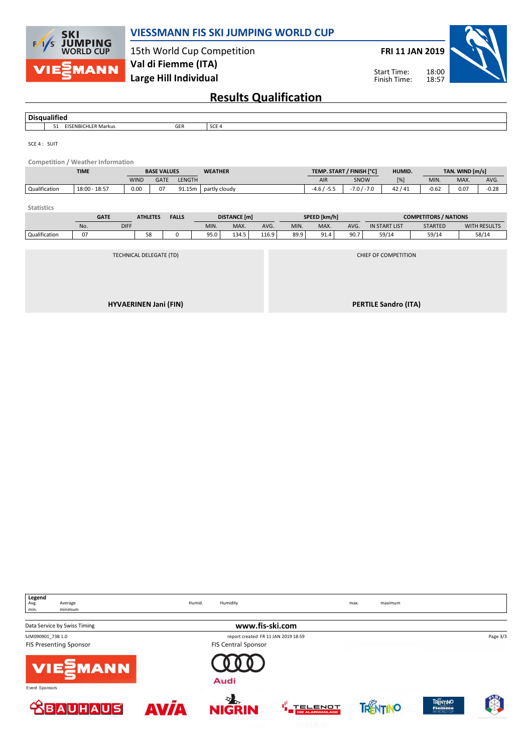# VIESSMANN FIS SKI JUMPING WORLD CUP

15th World Cup Competition
**Val di Fiemme (ITA)**
**Large Hill Individual**

**FRI 11 JAN 2019**
Start Time: 18:00
Finish Time: 18:57

## Results Qualification

| Disqualified | | | |
|---|---|---|---|
| 51 | EISENBICHLER Markus | GER | SCE 4 |

SCE 4 : SUIT

### Competition / Weather Information

| | TIME | BASE VALUES | | | WEATHER | TEMP. START / FINISH [°C] | | HUMID. | TAN. WIND [m/s] | | |
|---|---|---|---|---|---|---|---|---|---|---|---|
| | | WIND | GATE | LENGTH | | AIR | SNOW | [%] | MIN. | MAX. | AVG. |
| Qualification | 18:00 - 18:57 | 0.00 | 07 | 91.15m | partly cloudy | -4.6 / -5.5 | -7.0 / -7.0 | 42 / 41 | -0.62 | 0.07 | -0.28 |

### Statistics

| | GATE | | ATHLETES | FALLS | DISTANCE [m] | | | SPEED [km/h] | | | COMPETITORS / NATIONS | | |
|---|---|---|---|---|---|---|---|---|---|---|---|---|---|
| | No. | DIFF | | | MIN. | MAX. | AVG. | MIN. | MAX. | AVG. | IN START LIST | STARTED | WITH RESULTS |
| Qualification | 07 | | 58 | 0 | 95.0 | 134.5 | 116.9 | 89.9 | 91.4 | 90.7 | 59/14 | 59/14 | 58/14 |

| TECHNICAL DELEGATE (TD) | CHIEF OF COMPETITION |
|---|---|
| **HYVAERINEN Jani (FIN)** | **PERTILE Sandro (ITA)** |

| Legend | | | | | |
|---|---|---|---|---|---|
| Avg. | Average | Humid. | Humidity | max. | maximum |
| min. | minimum | | | | |

Data Service by Swiss Timing

www.fis-ski.com

SJM090901_73B 1.0

report created FR 11 JAN 2019 18:59

FIS Presenting Sponsor

FIS Central Sponsor

Event Sponsors